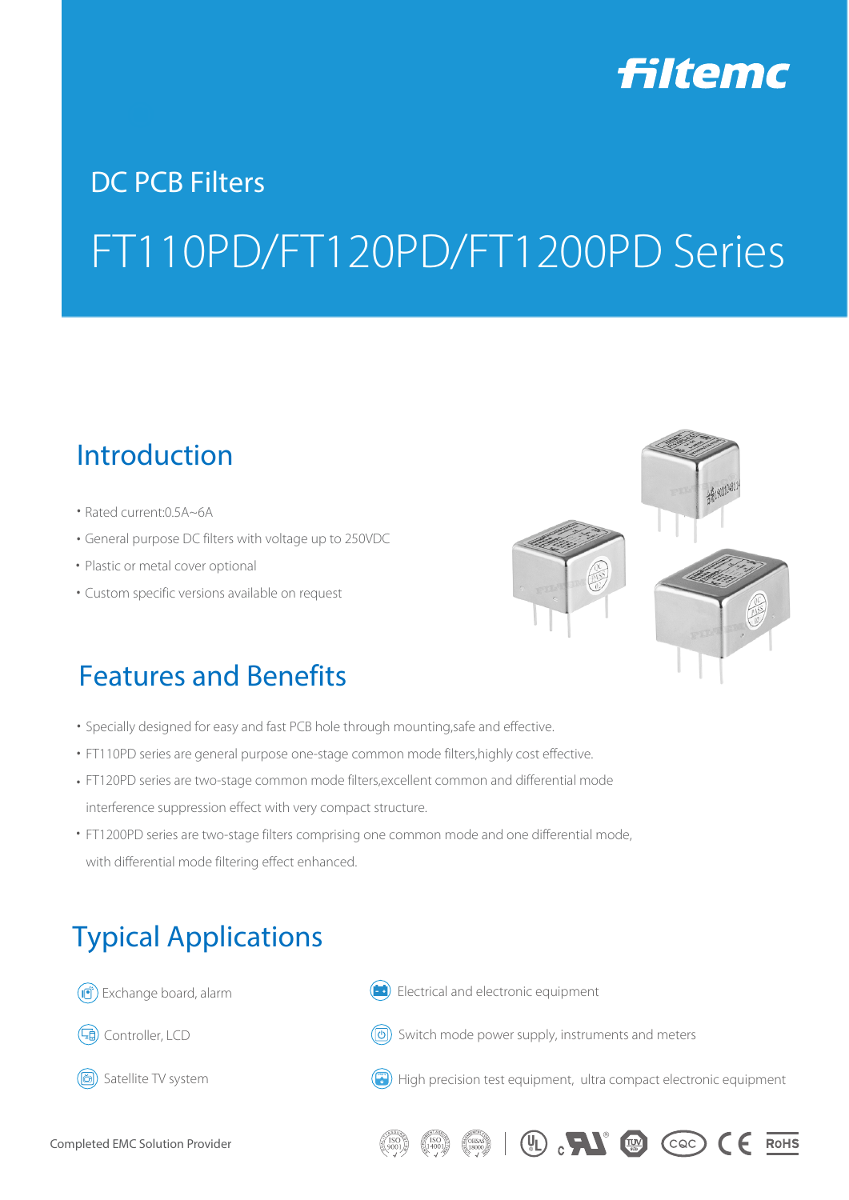filtemc

DC PCB Filters

# FT110PD/FT120PD/FT1200PD Series

## Introduction

- Rated current:0.5A~6A
- General purpose DC filters with voltage up to 250VDC
- Plastic or metal cover optional
- Custom specific versions available on request

## Features and Benefits

- Specially designed for easy and fast PCB hole through mounting,safe and effective.
- FT110PD series are general purpose one-stage common mode filters,highly cost effective.
- FT120PD series are two-stage common mode filters,excellent common and differential mode interference suppression effect with very compact structure.
- FT1200PD series are two-stage filters comprising one common mode and one differential mode, with differential mode filtering effect enhanced.

## Typical Applications

- Exchange board, alarm
- Controller, LCD
- Satellite TV system
- Electrical and electronic equipment
- Switch mode power supply, instruments and meters
- High precision test equipment, ultra compact electronic equipment

Completed EMC Solution Provider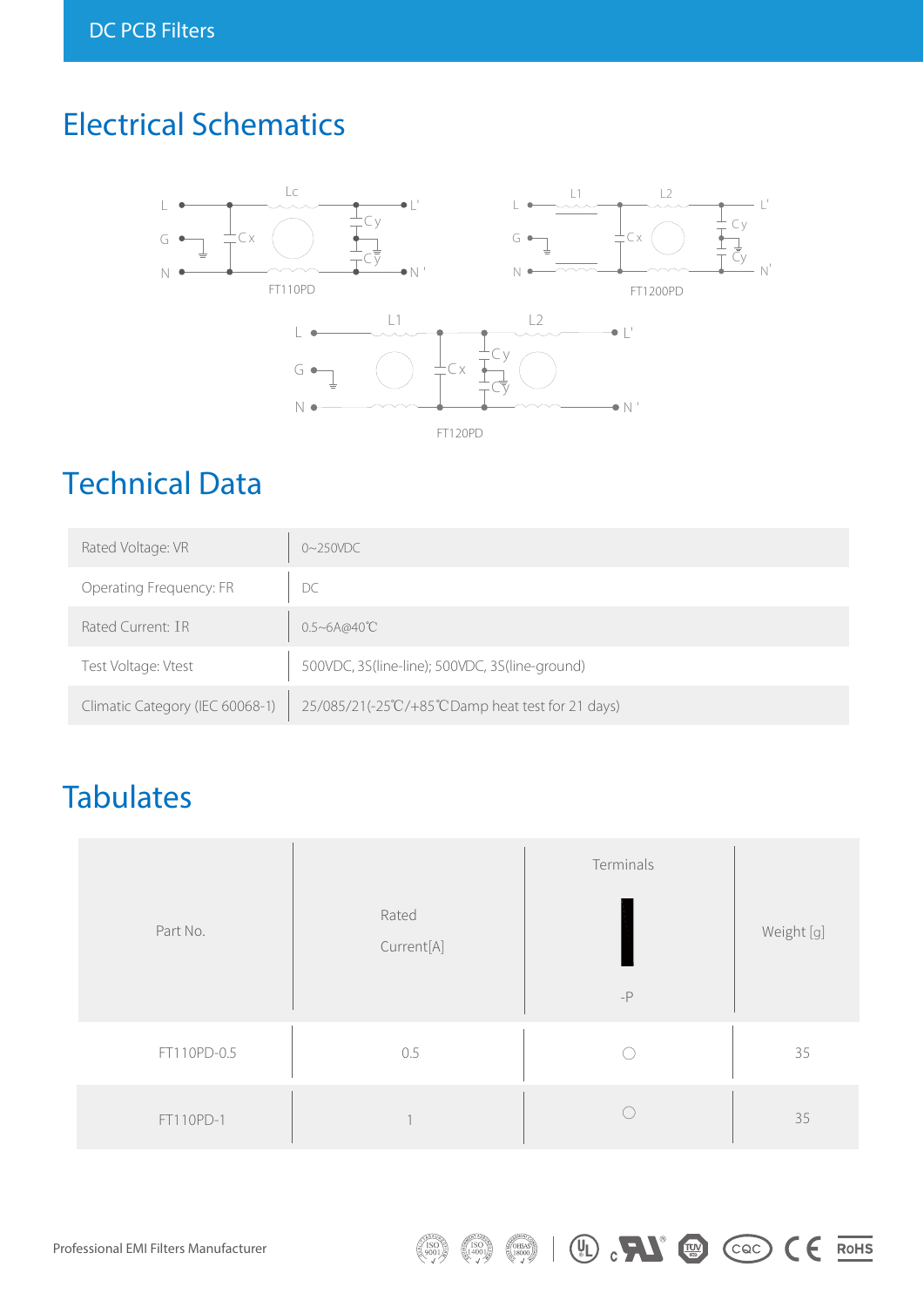# Electrical Schematics

FT110PD

FT1200PD

FT120PD

# Technical Data

| | |
|---|---|
| Rated Voltage: VR | 0~250VDC |
| Operating Frequency: FR | DC |
| Rated Current: IR | 0.5~6A@40℃ |
| Test Voltage: Vtest | 500VDC, 3S(line-line); 500VDC, 3S(line-ground) |
| Climatic Category (IEC 60068-1) | 25/085/21(-25℃/+85℃Damp heat test for 21 days) |

# Tabulates

| Part No. | Rated Current[A] | Terminals -P | Weight [g] |
|---|---|---|---|
| FT110PD-0.5 | 0.5 | ○ | 35 |
| FT110PD-1 | 1 | ○ | 35 |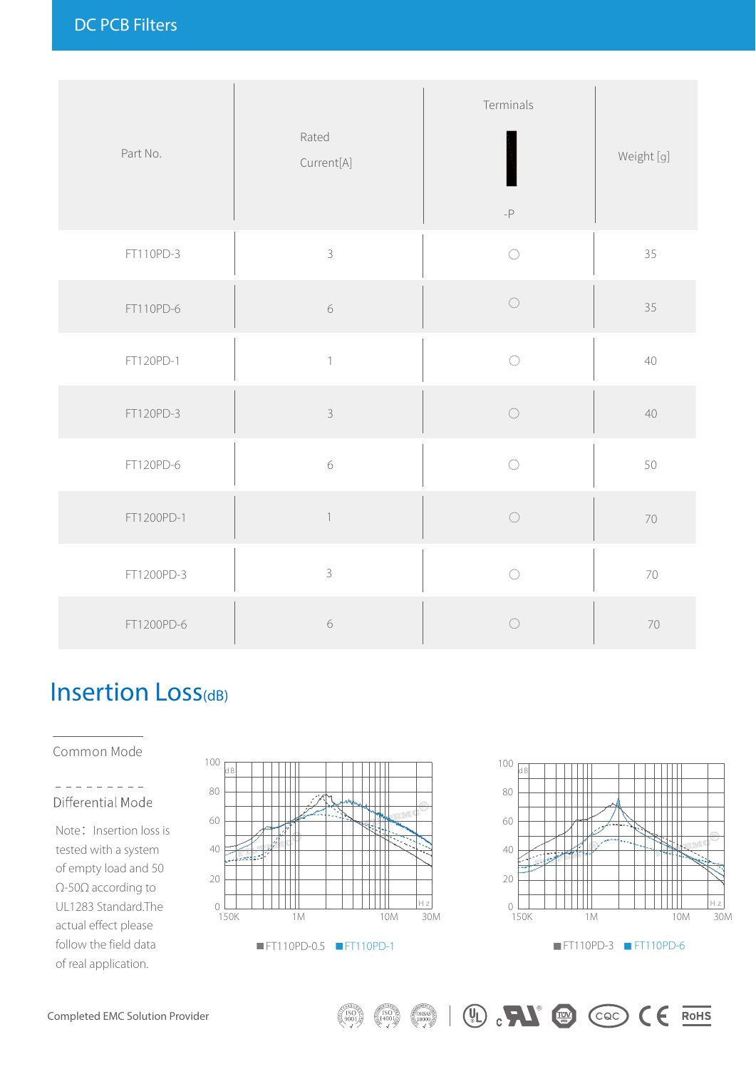## DC PCB Filters

| Part No. | Rated Current[A] | Terminals -P | Weight [g] |
|---|---|---|---|
| FT110PD-3 | 3 | ○ | 35 |
| FT110PD-6 | 6 | ○ | 35 |
| FT120PD-1 | 1 | ○ | 40 |
| FT120PD-3 | 3 | ○ | 40 |
| FT120PD-6 | 6 | ○ | 50 |
| FT1200PD-1 | 1 | ○ | 70 |
| FT1200PD-3 | 3 | ○ | 70 |
| FT1200PD-6 | 6 | ○ | 70 |

## Insertion Loss(dB)

Common Mode

Differential Mode

Note：Insertion loss is tested with a system of empty load and 50 Ω-50Ω according to UL1283 Standard.The actual effect please follow the field data of real application.

■FT110PD-0.5 ■FT110PD-1

■FT110PD-3 ■FT110PD-6

Completed EMC Solution Provider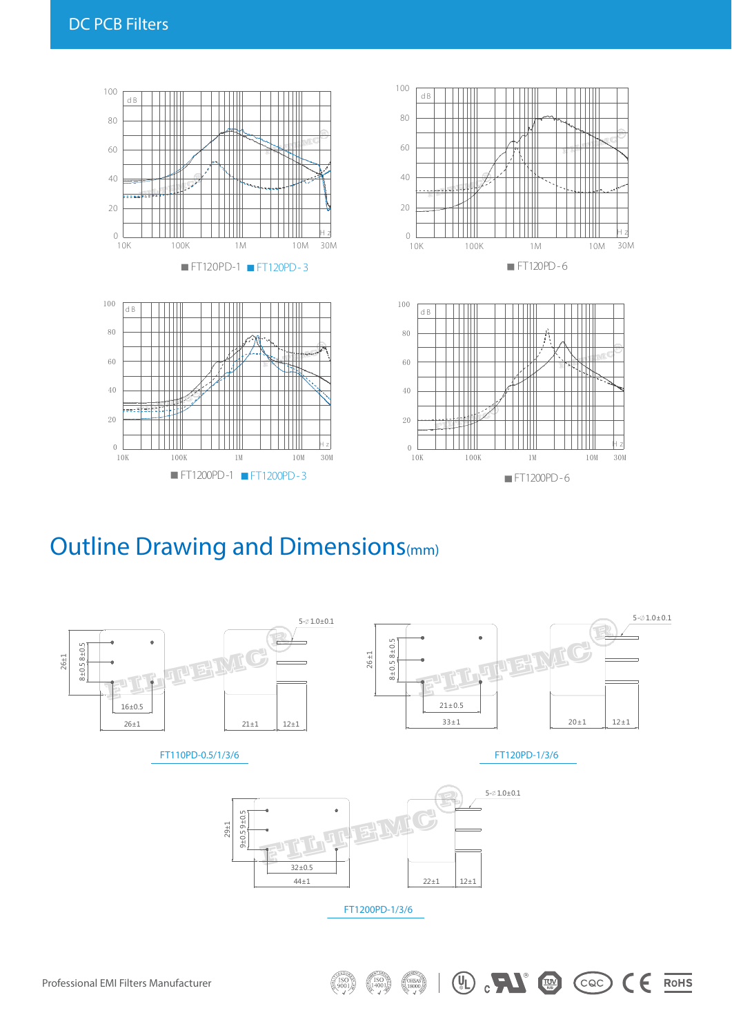## DC PCB Filters

■ FT120PD-1 ■ FT120PD-3

■ FT120PD-6

■ FT1200PD-1 ■ FT1200PD-3

■ FT1200PD-6

# Outline Drawing and Dimensions(mm)

FT110PD-0.5/1/3/6

FT120PD-1/3/6

FT1200PD-1/3/6

Professional EMI Filters Manufacturer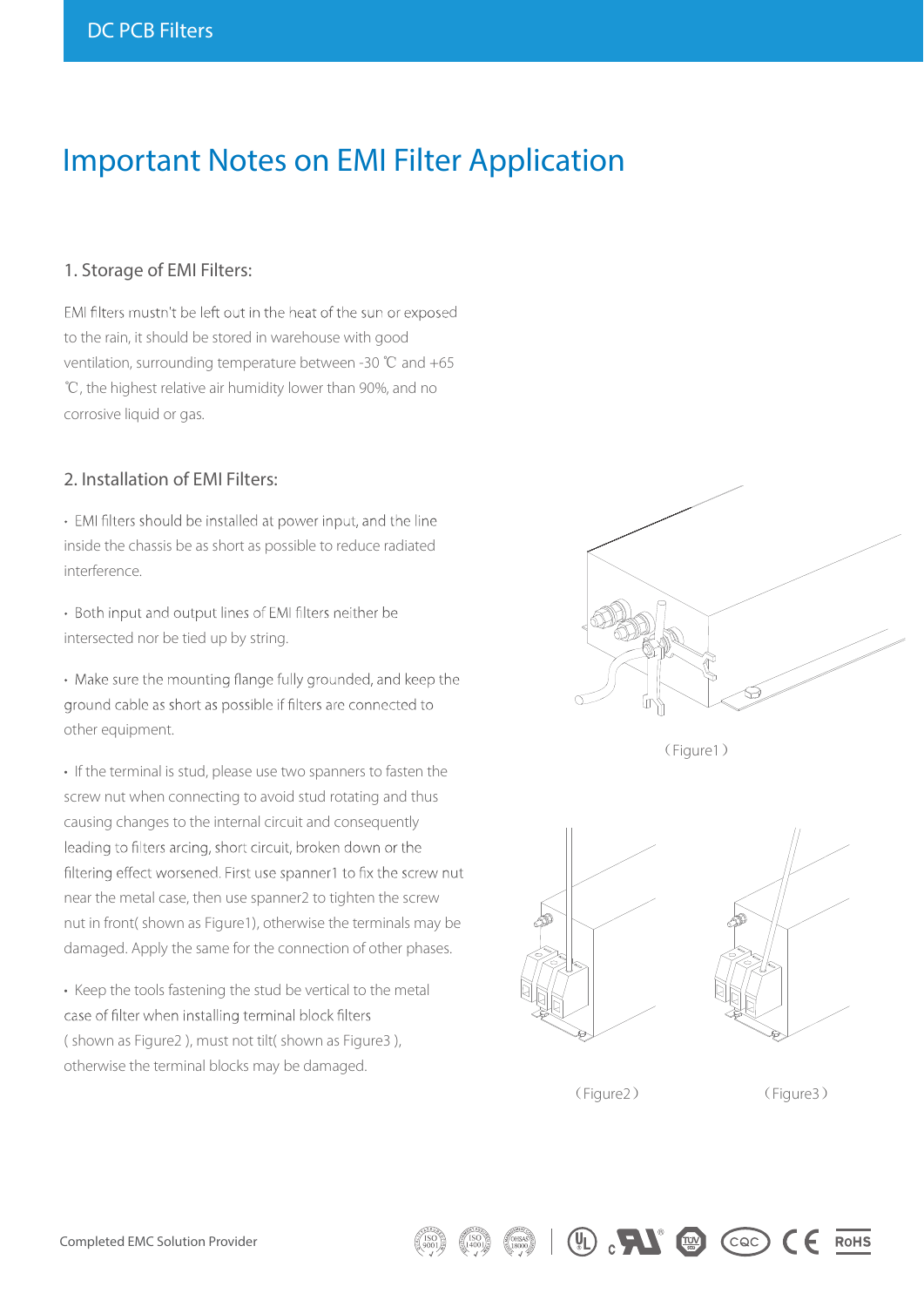# Important Notes on EMI Filter Application

## 1. Storage of EMI Filters:

EMI filters mustn't be left out in the heat of the sun or exposed to the rain, it should be stored in warehouse with good ventilation, surrounding temperature between -30 ℃ and +65 ℃, the highest relative air humidity lower than 90%, and no corrosive liquid or gas.

## 2. Installation of EMI Filters:

- EMI filters should be installed at power input, and the line inside the chassis be as short as possible to reduce radiated interference.

- Both input and output lines of EMI filters neither be intersected nor be tied up by string.

- Make sure the mounting flange fully grounded, and keep the ground cable as short as possible if filters are connected to other equipment.

- If the terminal is stud, please use two spanners to fasten the screw nut when connecting to avoid stud rotating and thus causing changes to the internal circuit and consequently leading to filters arcing, short circuit, broken down or the filtering effect worsened. First use spanner1 to fix the screw nut near the metal case, then use spanner2 to tighten the screw nut in front( shown as Figure1), otherwise the terminals may be damaged. Apply the same for the connection of other phases.

- Keep the tools fastening the stud be vertical to the metal case of filter when installing terminal block filters ( shown as Figure2 ), must not tilt( shown as Figure3 ), otherwise the terminal blocks may be damaged.

（Figure1）

（Figure2）

（Figure3）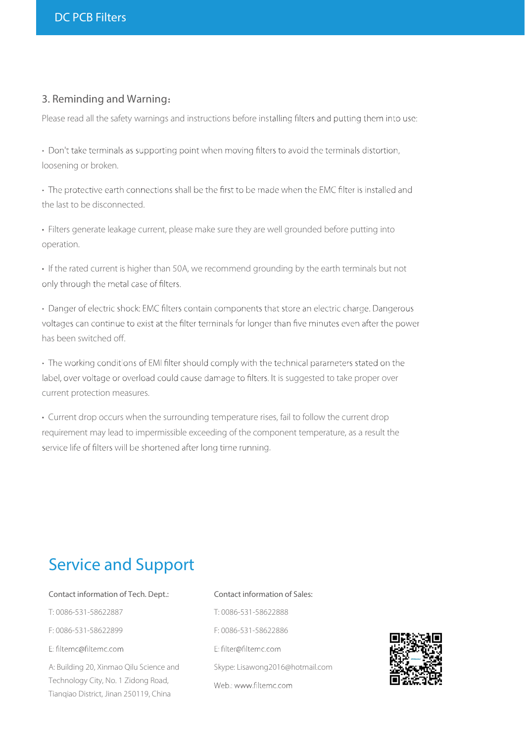## 3. Reminding and Warning:

Please read all the safety warnings and instructions before installing filters and putting them into use:

- Don't take terminals as supporting point when moving filters to avoid the terminals distortion, loosening or broken.
- The protective earth connections shall be the first to be made when the EMC filter is installed and the last to be disconnected.
- Filters generate leakage current, please make sure they are well grounded before putting into operation.
- If the rated current is higher than 50A, we recommend grounding by the earth terminals but not only through the metal case of filters.
- Danger of electric shock: EMC filters contain components that store an electric charge. Dangerous voltages can continue to exist at the filter terminals for longer than five minutes even after the power has been switched off.
- The working conditions of EMI filter should comply with the technical parameters stated on the label, over voltage or overload could cause damage to filters. It is suggested to take proper over current protection measures.
- Current drop occurs when the surrounding temperature rises, fail to follow the current drop requirement may lead to impermissible exceeding of the component temperature, as a result the service life of filters will be shortened after long time running.

# Service and Support

Contact information of Tech. Dept.:

T: 0086-531-58622887

F: 0086-531-58622899

E: filtemc@filtemc.com

A: Building 20, Xinmao Qilu Science and Technology City, No. 1 Zidong Road, Tianqiao District, Jinan 250119, China

Contact information of Sales:

T: 0086-531-58622888

F: 0086-531-58622886

E: filter@filtemc.com

Skype: Lisawong2016@hotmail.com

Web.: www.filtemc.com